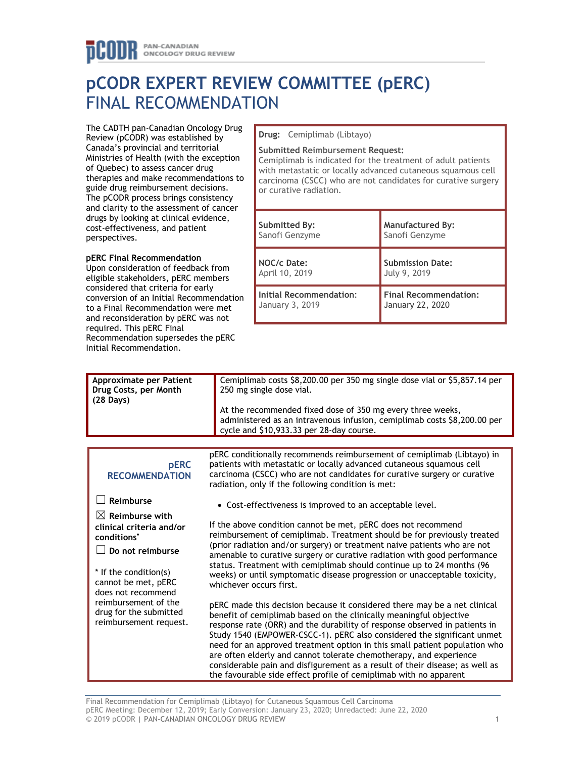# pCODR EXPERT REVIEW COMMITTEE (pERC) FINAL RECOMMENDATION

The CADTH pan-Canadian Oncology Drug Review (pCODR) was established by Canada's provincial and territorial Ministries of Health (with the exception of Quebec) to assess cancer drug therapies and make recommendations to guide drug reimbursement decisions. The pCODR process brings consistency and clarity to the assessment of cancer drugs by looking at clinical evidence, cost-effectiveness, and patient perspectives.

**pERC Final Recommendation**
Upon consideration of feedback from eligible stakeholders, pERC members considered that criteria for early conversion of an Initial Recommendation to a Final Recommendation were met and reconsideration by pERC was not required. This pERC Final Recommendation supersedes the pERC Initial Recommendation.

| **Drug:** Cemiplimab (Libtayo) | |
|---|---|
| **Submitted Reimbursement Request:** Cemiplimab is indicated for the treatment of adult patients with metastatic or locally advanced cutaneous squamous cell carcinoma (CSCC) who are not candidates for curative surgery or curative radiation. | |
| **Submitted By:** Sanofi Genzyme | **Manufactured By:** Sanofi Genzyme |
| **NOC/c Date:** April 10, 2019 | **Submission Date:** July 9, 2019 |
| **Initial Recommendation:** January 3, 2019 | **Final Recommendation:** January 22, 2020 |

| **Approximate per Patient Drug Costs, per Month (28 Days)** | Cemiplimab costs $8,200.00 per 350 mg single dose vial or $5,857.14 per 250 mg single dose vial.<br><br>At the recommended fixed dose of 350 mg every three weeks, administered as an intravenous infusion, cemiplimab costs $8,200.00 per cycle and $10,933.33 per 28-day course. |
|---|---|

| **pERC RECOMMENDATION**<br><br>☐ Reimburse<br>☒ Reimburse with clinical criteria and/or conditions*<br>☐ Do not reimburse<br><br>* If the condition(s) cannot be met, pERC does not recommend reimbursement of the drug for the submitted reimbursement request. | pERC conditionally recommends reimbursement of cemiplimab (Libtayo) in patients with metastatic or locally advanced cutaneous squamous cell carcinoma (CSCC) who are not candidates for curative surgery or curative radiation, only if the following condition is met:<br><br>• Cost-effectiveness is improved to an acceptable level.<br><br>If the above condition cannot be met, pERC does not recommend reimbursement of cemiplimab. Treatment should be for previously treated (prior radiation and/or surgery) or treatment naive patients who are not amenable to curative surgery or curative radiation with good performance status. Treatment with cemiplimab should continue up to 24 months (96 weeks) or until symptomatic disease progression or unacceptable toxicity, whichever occurs first.<br><br>pERC made this decision because it considered there may be a net clinical benefit of cemiplimab based on the clinically meaningful objective response rate (ORR) and the durability of response observed in patients in Study 1540 (EMPOWER-CSCC-1). pERC also considered the significant unmet need for an approved treatment option in this small patient population who are often elderly and cannot tolerate chemotherapy, and experience considerable pain and disfigurement as a result of their disease; as well as the favourable side effect profile of cemiplimab with no apparent |
|---|---|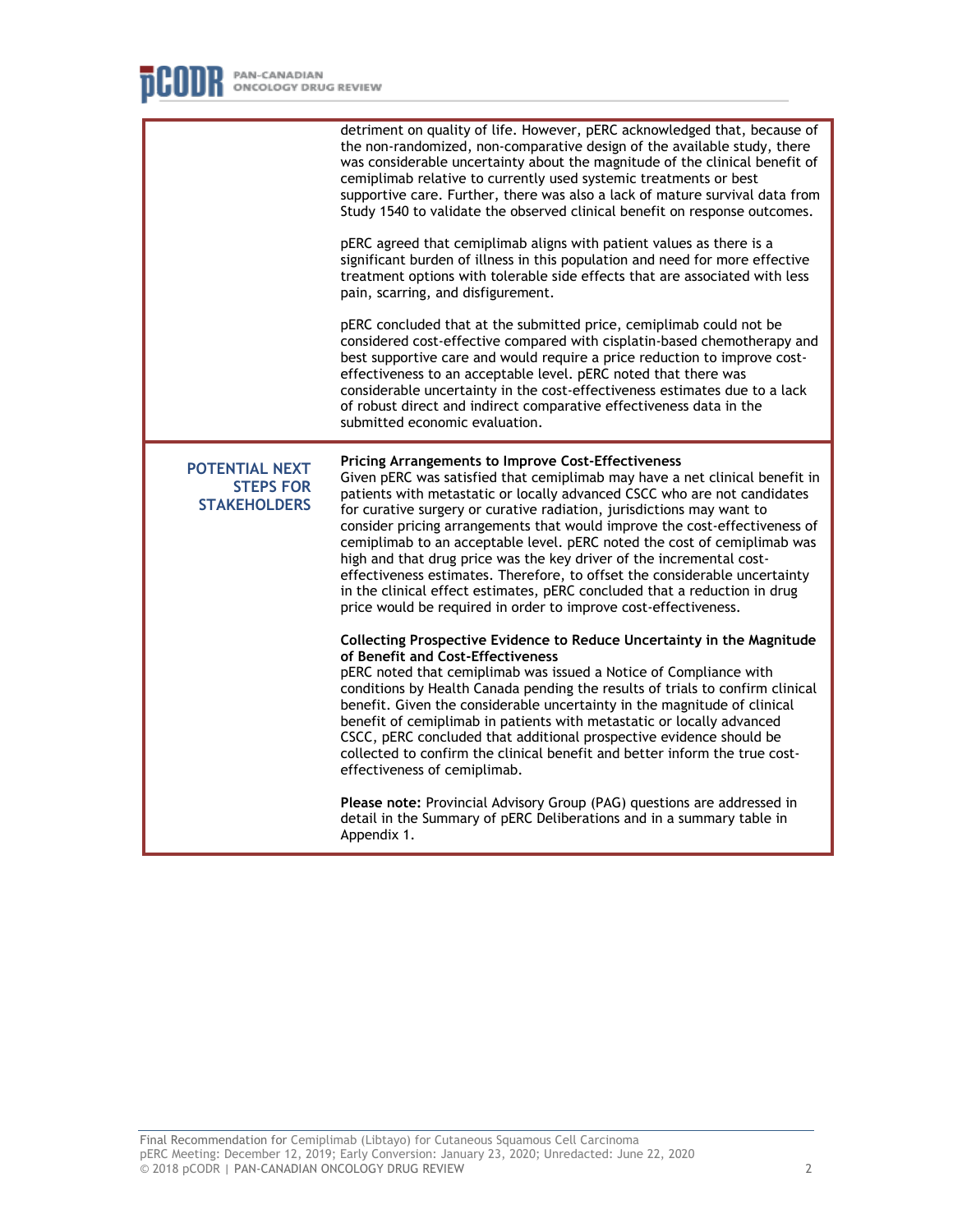| | |
|---|---|
| | detriment on quality of life. However, pERC acknowledged that, because of the non-randomized, non-comparative design of the available study, there was considerable uncertainty about the magnitude of the clinical benefit of cemiplimab relative to currently used systemic treatments or best supportive care. Further, there was also a lack of mature survival data from Study 1540 to validate the observed clinical benefit on response outcomes.<br><br>pERC agreed that cemiplimab aligns with patient values as there is a significant burden of illness in this population and need for more effective treatment options with tolerable side effects that are associated with less pain, scarring, and disfigurement.<br><br>pERC concluded that at the submitted price, cemiplimab could not be considered cost-effective compared with cisplatin-based chemotherapy and best supportive care and would require a price reduction to improve cost-effectiveness to an acceptable level. pERC noted that there was considerable uncertainty in the cost-effectiveness estimates due to a lack of robust direct and indirect comparative effectiveness data in the submitted economic evaluation. |
| **POTENTIAL NEXT STEPS FOR STAKEHOLDERS** | **Pricing Arrangements to Improve Cost-Effectiveness**<br>Given pERC was satisfied that cemiplimab may have a net clinical benefit in patients with metastatic or locally advanced CSCC who are not candidates for curative surgery or curative radiation, jurisdictions may want to consider pricing arrangements that would improve the cost-effectiveness of cemiplimab to an acceptable level. pERC noted the cost of cemiplimab was high and that drug price was the key driver of the incremental cost-effectiveness estimates. Therefore, to offset the considerable uncertainty in the clinical effect estimates, pERC concluded that a reduction in drug price would be required in order to improve cost-effectiveness.<br><br>**Collecting Prospective Evidence to Reduce Uncertainty in the Magnitude of Benefit and Cost-Effectiveness**<br>pERC noted that cemiplimab was issued a Notice of Compliance with conditions by Health Canada pending the results of trials to confirm clinical benefit. Given the considerable uncertainty in the magnitude of clinical benefit of cemiplimab in patients with metastatic or locally advanced CSCC, pERC concluded that additional prospective evidence should be collected to confirm the clinical benefit and better inform the true cost-effectiveness of cemiplimab.<br><br>**Please note:** Provincial Advisory Group (PAG) questions are addressed in detail in the Summary of pERC Deliberations and in a summary table in Appendix 1. |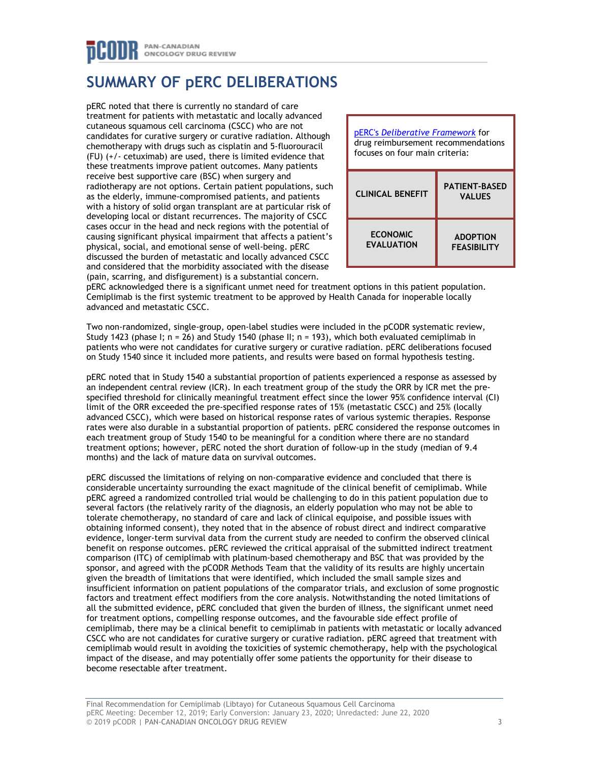# SUMMARY OF pERC DELIBERATIONS

pERC's *Deliberative Framework* for drug reimbursement recommendations focuses on four main criteria:

| CLINICAL BENEFIT | PATIENT-BASED VALUES |
|---|---|
| ECONOMIC EVALUATION | ADOPTION FEASIBILITY |

pERC noted that there is currently no standard of care treatment for patients with metastatic and locally advanced cutaneous squamous cell carcinoma (CSCC) who are not candidates for curative surgery or curative radiation. Although chemotherapy with drugs such as cisplatin and 5-fluorouracil (FU) (+/- cetuximab) are used, there is limited evidence that these treatments improve patient outcomes. Many patients receive best supportive care (BSC) when surgery and radiotherapy are not options. Certain patient populations, such as the elderly, immune-compromised patients, and patients with a history of solid organ transplant are at particular risk of developing local or distant recurrences. The majority of CSCC cases occur in the head and neck regions with the potential of causing significant physical impairment that affects a patient's physical, social, and emotional sense of well-being. pERC discussed the burden of metastatic and locally advanced CSCC and considered that the morbidity associated with the disease (pain, scarring, and disfigurement) is a substantial concern. pERC acknowledged there is a significant unmet need for treatment options in this patient population. Cemiplimab is the first systemic treatment to be approved by Health Canada for inoperable locally advanced and metastatic CSCC.

Two non-randomized, single-group, open-label studies were included in the pCODR systematic review, Study 1423 (phase I; n = 26) and Study 1540 (phase II; n = 193), which both evaluated cemiplimab in patients who were not candidates for curative surgery or curative radiation. pERC deliberations focused on Study 1540 since it included more patients, and results were based on formal hypothesis testing.

pERC noted that in Study 1540 a substantial proportion of patients experienced a response as assessed by an independent central review (ICR). In each treatment group of the study the ORR by ICR met the pre-specified threshold for clinically meaningful treatment effect since the lower 95% confidence interval (CI) limit of the ORR exceeded the pre-specified response rates of 15% (metastatic CSCC) and 25% (locally advanced CSCC), which were based on historical response rates of various systemic therapies. Response rates were also durable in a substantial proportion of patients. pERC considered the response outcomes in each treatment group of Study 1540 to be meaningful for a condition where there are no standard treatment options; however, pERC noted the short duration of follow-up in the study (median of 9.4 months) and the lack of mature data on survival outcomes.

pERC discussed the limitations of relying on non-comparative evidence and concluded that there is considerable uncertainty surrounding the exact magnitude of the clinical benefit of cemiplimab. While pERC agreed a randomized controlled trial would be challenging to do in this patient population due to several factors (the relatively rarity of the diagnosis, an elderly population who may not be able to tolerate chemotherapy, no standard of care and lack of clinical equipoise, and possible issues with obtaining informed consent), they noted that in the absence of robust direct and indirect comparative evidence, longer-term survival data from the current study are needed to confirm the observed clinical benefit on response outcomes. pERC reviewed the critical appraisal of the submitted indirect treatment comparison (ITC) of cemiplimab with platinum-based chemotherapy and BSC that was provided by the sponsor, and agreed with the pCODR Methods Team that the validity of its results are highly uncertain given the breadth of limitations that were identified, which included the small sample sizes and insufficient information on patient populations of the comparator trials, and exclusion of some prognostic factors and treatment effect modifiers from the core analysis. Notwithstanding the noted limitations of all the submitted evidence, pERC concluded that given the burden of illness, the significant unmet need for treatment options, compelling response outcomes, and the favourable side effect profile of cemiplimab, there may be a clinical benefit to cemiplimab in patients with metastatic or locally advanced CSCC who are not candidates for curative surgery or curative radiation. pERC agreed that treatment with cemiplimab would result in avoiding the toxicities of systemic chemotherapy, help with the psychological impact of the disease, and may potentially offer some patients the opportunity for their disease to become resectable after treatment.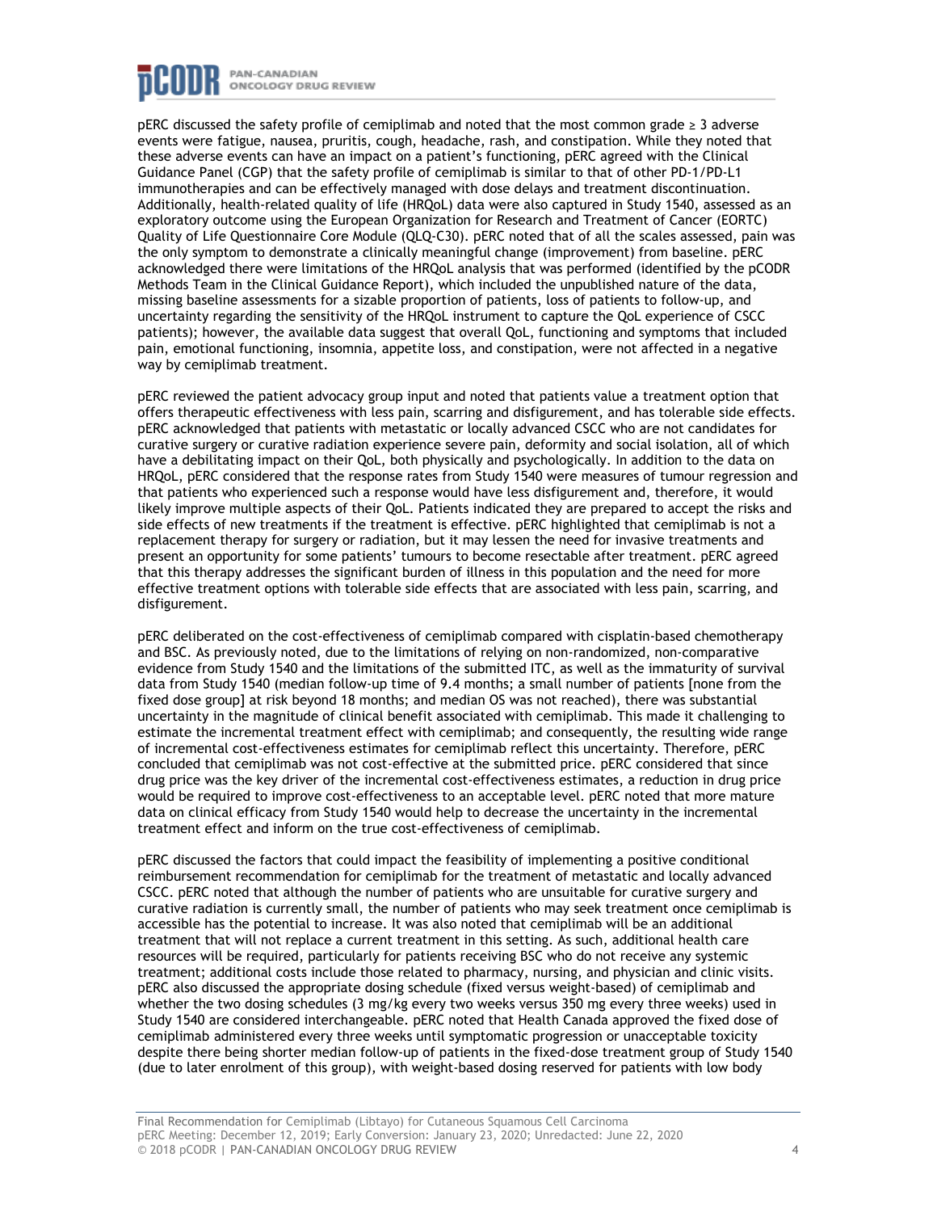pERC discussed the safety profile of cemiplimab and noted that the most common grade ≥ 3 adverse events were fatigue, nausea, pruritis, cough, headache, rash, and constipation. While they noted that these adverse events can have an impact on a patient's functioning, pERC agreed with the Clinical Guidance Panel (CGP) that the safety profile of cemiplimab is similar to that of other PD-1/PD-L1 immunotherapies and can be effectively managed with dose delays and treatment discontinuation. Additionally, health-related quality of life (HRQoL) data were also captured in Study 1540, assessed as an exploratory outcome using the European Organization for Research and Treatment of Cancer (EORTC) Quality of Life Questionnaire Core Module (QLQ-C30). pERC noted that of all the scales assessed, pain was the only symptom to demonstrate a clinically meaningful change (improvement) from baseline. pERC acknowledged there were limitations of the HRQoL analysis that was performed (identified by the pCODR Methods Team in the Clinical Guidance Report), which included the unpublished nature of the data, missing baseline assessments for a sizable proportion of patients, loss of patients to follow-up, and uncertainty regarding the sensitivity of the HRQoL instrument to capture the QoL experience of CSCC patients); however, the available data suggest that overall QoL, functioning and symptoms that included pain, emotional functioning, insomnia, appetite loss, and constipation, were not affected in a negative way by cemiplimab treatment.

pERC reviewed the patient advocacy group input and noted that patients value a treatment option that offers therapeutic effectiveness with less pain, scarring and disfigurement, and has tolerable side effects. pERC acknowledged that patients with metastatic or locally advanced CSCC who are not candidates for curative surgery or curative radiation experience severe pain, deformity and social isolation, all of which have a debilitating impact on their QoL, both physically and psychologically. In addition to the data on HRQoL, pERC considered that the response rates from Study 1540 were measures of tumour regression and that patients who experienced such a response would have less disfigurement and, therefore, it would likely improve multiple aspects of their QoL. Patients indicated they are prepared to accept the risks and side effects of new treatments if the treatment is effective. pERC highlighted that cemiplimab is not a replacement therapy for surgery or radiation, but it may lessen the need for invasive treatments and present an opportunity for some patients' tumours to become resectable after treatment. pERC agreed that this therapy addresses the significant burden of illness in this population and the need for more effective treatment options with tolerable side effects that are associated with less pain, scarring, and disfigurement.

pERC deliberated on the cost-effectiveness of cemiplimab compared with cisplatin-based chemotherapy and BSC. As previously noted, due to the limitations of relying on non-randomized, non-comparative evidence from Study 1540 and the limitations of the submitted ITC, as well as the immaturity of survival data from Study 1540 (median follow-up time of 9.4 months; a small number of patients [none from the fixed dose group] at risk beyond 18 months; and median OS was not reached), there was substantial uncertainty in the magnitude of clinical benefit associated with cemiplimab. This made it challenging to estimate the incremental treatment effect with cemiplimab; and consequently, the resulting wide range of incremental cost-effectiveness estimates for cemiplimab reflect this uncertainty. Therefore, pERC concluded that cemiplimab was not cost-effective at the submitted price. pERC considered that since drug price was the key driver of the incremental cost-effectiveness estimates, a reduction in drug price would be required to improve cost-effectiveness to an acceptable level. pERC noted that more mature data on clinical efficacy from Study 1540 would help to decrease the uncertainty in the incremental treatment effect and inform on the true cost-effectiveness of cemiplimab.

pERC discussed the factors that could impact the feasibility of implementing a positive conditional reimbursement recommendation for cemiplimab for the treatment of metastatic and locally advanced CSCC. pERC noted that although the number of patients who are unsuitable for curative surgery and curative radiation is currently small, the number of patients who may seek treatment once cemiplimab is accessible has the potential to increase. It was also noted that cemiplimab will be an additional treatment that will not replace a current treatment in this setting. As such, additional health care resources will be required, particularly for patients receiving BSC who do not receive any systemic treatment; additional costs include those related to pharmacy, nursing, and physician and clinic visits. pERC also discussed the appropriate dosing schedule (fixed versus weight-based) of cemiplimab and whether the two dosing schedules (3 mg/kg every two weeks versus 350 mg every three weeks) used in Study 1540 are considered interchangeable. pERC noted that Health Canada approved the fixed dose of cemiplimab administered every three weeks until symptomatic progression or unacceptable toxicity despite there being shorter median follow-up of patients in the fixed-dose treatment group of Study 1540 (due to later enrolment of this group), with weight-based dosing reserved for patients with low body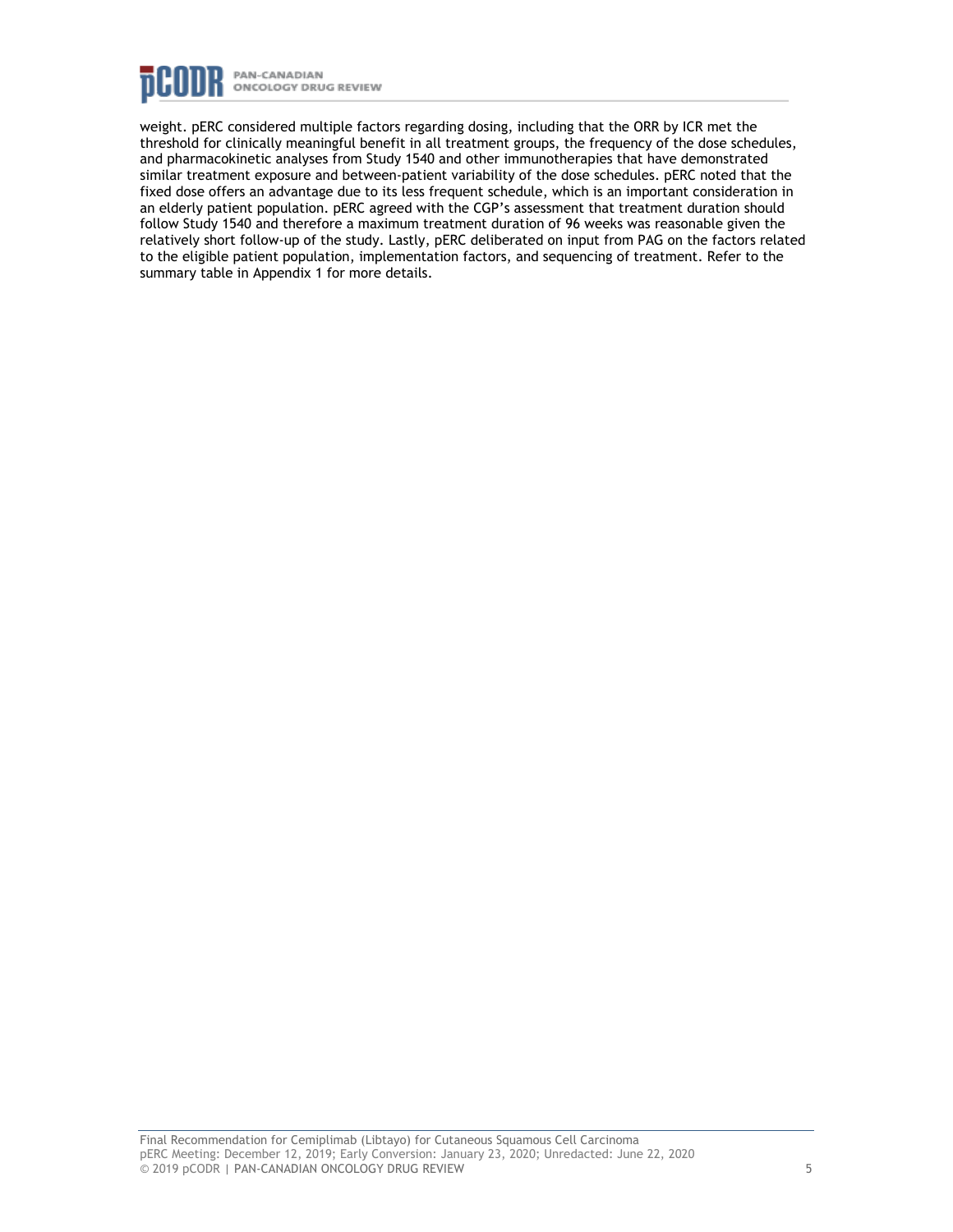weight. pERC considered multiple factors regarding dosing, including that the ORR by ICR met the threshold for clinically meaningful benefit in all treatment groups, the frequency of the dose schedules, and pharmacokinetic analyses from Study 1540 and other immunotherapies that have demonstrated similar treatment exposure and between-patient variability of the dose schedules. pERC noted that the fixed dose offers an advantage due to its less frequent schedule, which is an important consideration in an elderly patient population. pERC agreed with the CGP's assessment that treatment duration should follow Study 1540 and therefore a maximum treatment duration of 96 weeks was reasonable given the relatively short follow-up of the study. Lastly, pERC deliberated on input from PAG on the factors related to the eligible patient population, implementation factors, and sequencing of treatment. Refer to the summary table in Appendix 1 for more details.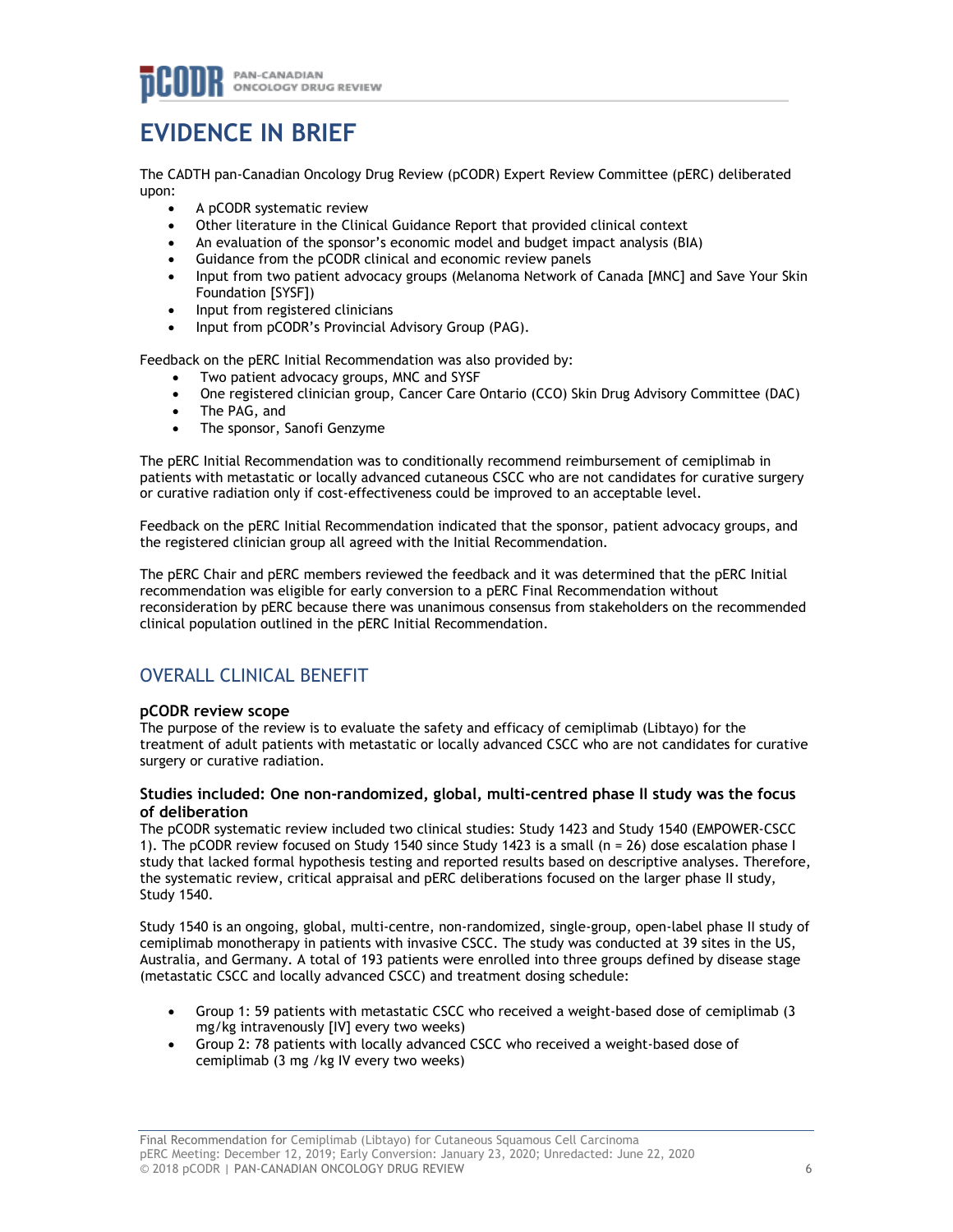# EVIDENCE IN BRIEF

The CADTH pan-Canadian Oncology Drug Review (pCODR) Expert Review Committee (pERC) deliberated upon:

- A pCODR systematic review
- Other literature in the Clinical Guidance Report that provided clinical context
- An evaluation of the sponsor's economic model and budget impact analysis (BIA)
- Guidance from the pCODR clinical and economic review panels
- Input from two patient advocacy groups (Melanoma Network of Canada [MNC] and Save Your Skin Foundation [SYSF])
- Input from registered clinicians
- Input from pCODR's Provincial Advisory Group (PAG).

Feedback on the pERC Initial Recommendation was also provided by:

- Two patient advocacy groups, MNC and SYSF
- One registered clinician group, Cancer Care Ontario (CCO) Skin Drug Advisory Committee (DAC)
- The PAG, and
- The sponsor, Sanofi Genzyme

The pERC Initial Recommendation was to conditionally recommend reimbursement of cemiplimab in patients with metastatic or locally advanced cutaneous CSCC who are not candidates for curative surgery or curative radiation only if cost-effectiveness could be improved to an acceptable level.

Feedback on the pERC Initial Recommendation indicated that the sponsor, patient advocacy groups, and the registered clinician group all agreed with the Initial Recommendation.

The pERC Chair and pERC members reviewed the feedback and it was determined that the pERC Initial recommendation was eligible for early conversion to a pERC Final Recommendation without reconsideration by pERC because there was unanimous consensus from stakeholders on the recommended clinical population outlined in the pERC Initial Recommendation.

## OVERALL CLINICAL BENEFIT

### pCODR review scope

The purpose of the review is to evaluate the safety and efficacy of cemiplimab (Libtayo) for the treatment of adult patients with metastatic or locally advanced CSCC who are not candidates for curative surgery or curative radiation.

### Studies included: One non-randomized, global, multi-centred phase II study was the focus of deliberation

The pCODR systematic review included two clinical studies: Study 1423 and Study 1540 (EMPOWER-CSCC 1). The pCODR review focused on Study 1540 since Study 1423 is a small (n = 26) dose escalation phase I study that lacked formal hypothesis testing and reported results based on descriptive analyses. Therefore, the systematic review, critical appraisal and pERC deliberations focused on the larger phase II study, Study 1540.

Study 1540 is an ongoing, global, multi-centre, non-randomized, single-group, open-label phase II study of cemiplimab monotherapy in patients with invasive CSCC. The study was conducted at 39 sites in the US, Australia, and Germany. A total of 193 patients were enrolled into three groups defined by disease stage (metastatic CSCC and locally advanced CSCC) and treatment dosing schedule:

- Group 1: 59 patients with metastatic CSCC who received a weight-based dose of cemiplimab (3 mg/kg intravenously [IV] every two weeks)
- Group 2: 78 patients with locally advanced CSCC who received a weight-based dose of cemiplimab (3 mg /kg IV every two weeks)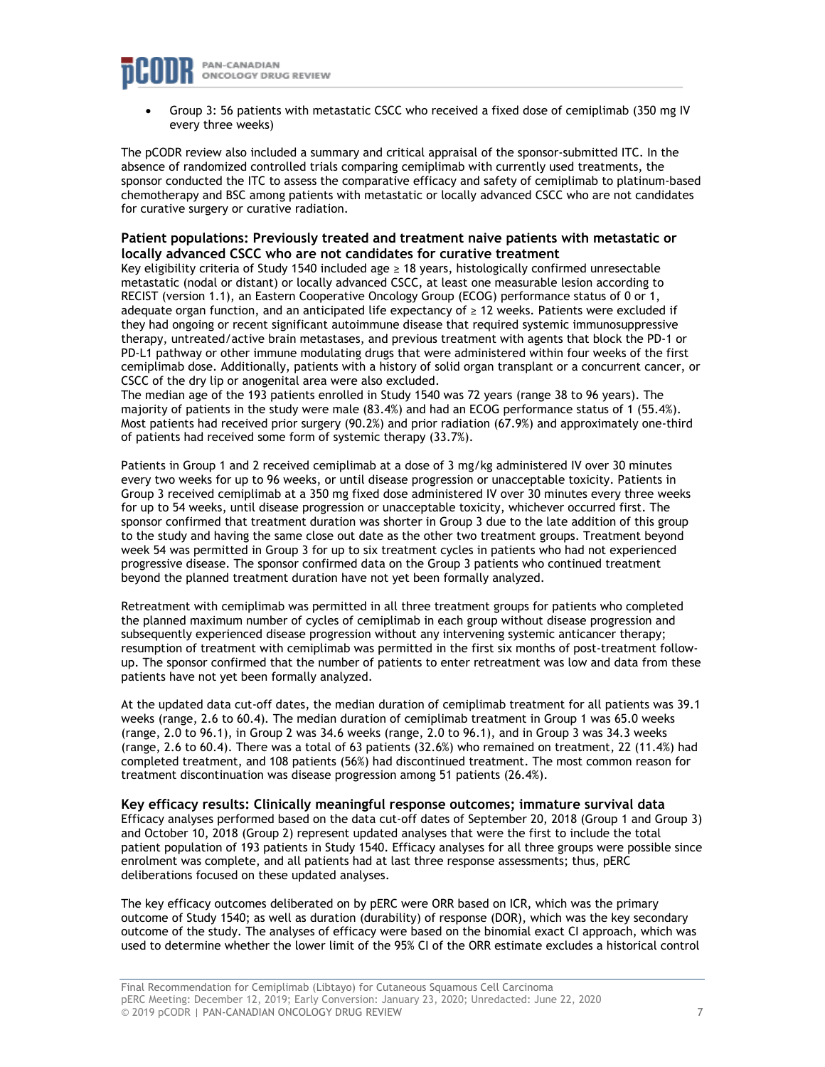- Group 3: 56 patients with metastatic CSCC who received a fixed dose of cemiplimab (350 mg IV every three weeks)

The pCODR review also included a summary and critical appraisal of the sponsor-submitted ITC. In the absence of randomized controlled trials comparing cemiplimab with currently used treatments, the sponsor conducted the ITC to assess the comparative efficacy and safety of cemiplimab to platinum-based chemotherapy and BSC among patients with metastatic or locally advanced CSCC who are not candidates for curative surgery or curative radiation.

**Patient populations: Previously treated and treatment naive patients with metastatic or locally advanced CSCC who are not candidates for curative treatment**

Key eligibility criteria of Study 1540 included age ≥ 18 years, histologically confirmed unresectable metastatic (nodal or distant) or locally advanced CSCC, at least one measurable lesion according to RECIST (version 1.1), an Eastern Cooperative Oncology Group (ECOG) performance status of 0 or 1, adequate organ function, and an anticipated life expectancy of ≥ 12 weeks. Patients were excluded if they had ongoing or recent significant autoimmune disease that required systemic immunosuppressive therapy, untreated/active brain metastases, and previous treatment with agents that block the PD-1 or PD-L1 pathway or other immune modulating drugs that were administered within four weeks of the first cemiplimab dose. Additionally, patients with a history of solid organ transplant or a concurrent cancer, or CSCC of the dry lip or anogenital area were also excluded.

The median age of the 193 patients enrolled in Study 1540 was 72 years (range 38 to 96 years). The majority of patients in the study were male (83.4%) and had an ECOG performance status of 1 (55.4%). Most patients had received prior surgery (90.2%) and prior radiation (67.9%) and approximately one-third of patients had received some form of systemic therapy (33.7%).

Patients in Group 1 and 2 received cemiplimab at a dose of 3 mg/kg administered IV over 30 minutes every two weeks for up to 96 weeks, or until disease progression or unacceptable toxicity. Patients in Group 3 received cemiplimab at a 350 mg fixed dose administered IV over 30 minutes every three weeks for up to 54 weeks, until disease progression or unacceptable toxicity, whichever occurred first. The sponsor confirmed that treatment duration was shorter in Group 3 due to the late addition of this group to the study and having the same close out date as the other two treatment groups. Treatment beyond week 54 was permitted in Group 3 for up to six treatment cycles in patients who had not experienced progressive disease. The sponsor confirmed data on the Group 3 patients who continued treatment beyond the planned treatment duration have not yet been formally analyzed.

Retreatment with cemiplimab was permitted in all three treatment groups for patients who completed the planned maximum number of cycles of cemiplimab in each group without disease progression and subsequently experienced disease progression without any intervening systemic anticancer therapy; resumption of treatment with cemiplimab was permitted in the first six months of post-treatment follow-up. The sponsor confirmed that the number of patients to enter retreatment was low and data from these patients have not yet been formally analyzed.

At the updated data cut-off dates, the median duration of cemiplimab treatment for all patients was 39.1 weeks (range, 2.6 to 60.4). The median duration of cemiplimab treatment in Group 1 was 65.0 weeks (range, 2.0 to 96.1), in Group 2 was 34.6 weeks (range, 2.0 to 96.1), and in Group 3 was 34.3 weeks (range, 2.6 to 60.4). There was a total of 63 patients (32.6%) who remained on treatment, 22 (11.4%) had completed treatment, and 108 patients (56%) had discontinued treatment. The most common reason for treatment discontinuation was disease progression among 51 patients (26.4%).

**Key efficacy results: Clinically meaningful response outcomes; immature survival data**

Efficacy analyses performed based on the data cut-off dates of September 20, 2018 (Group 1 and Group 3) and October 10, 2018 (Group 2) represent updated analyses that were the first to include the total patient population of 193 patients in Study 1540. Efficacy analyses for all three groups were possible since enrolment was complete, and all patients had at last three response assessments; thus, pERC deliberations focused on these updated analyses.

The key efficacy outcomes deliberated on by pERC were ORR based on ICR, which was the primary outcome of Study 1540; as well as duration (durability) of response (DOR), which was the key secondary outcome of the study. The analyses of efficacy were based on the binomial exact CI approach, which was used to determine whether the lower limit of the 95% CI of the ORR estimate excludes a historical control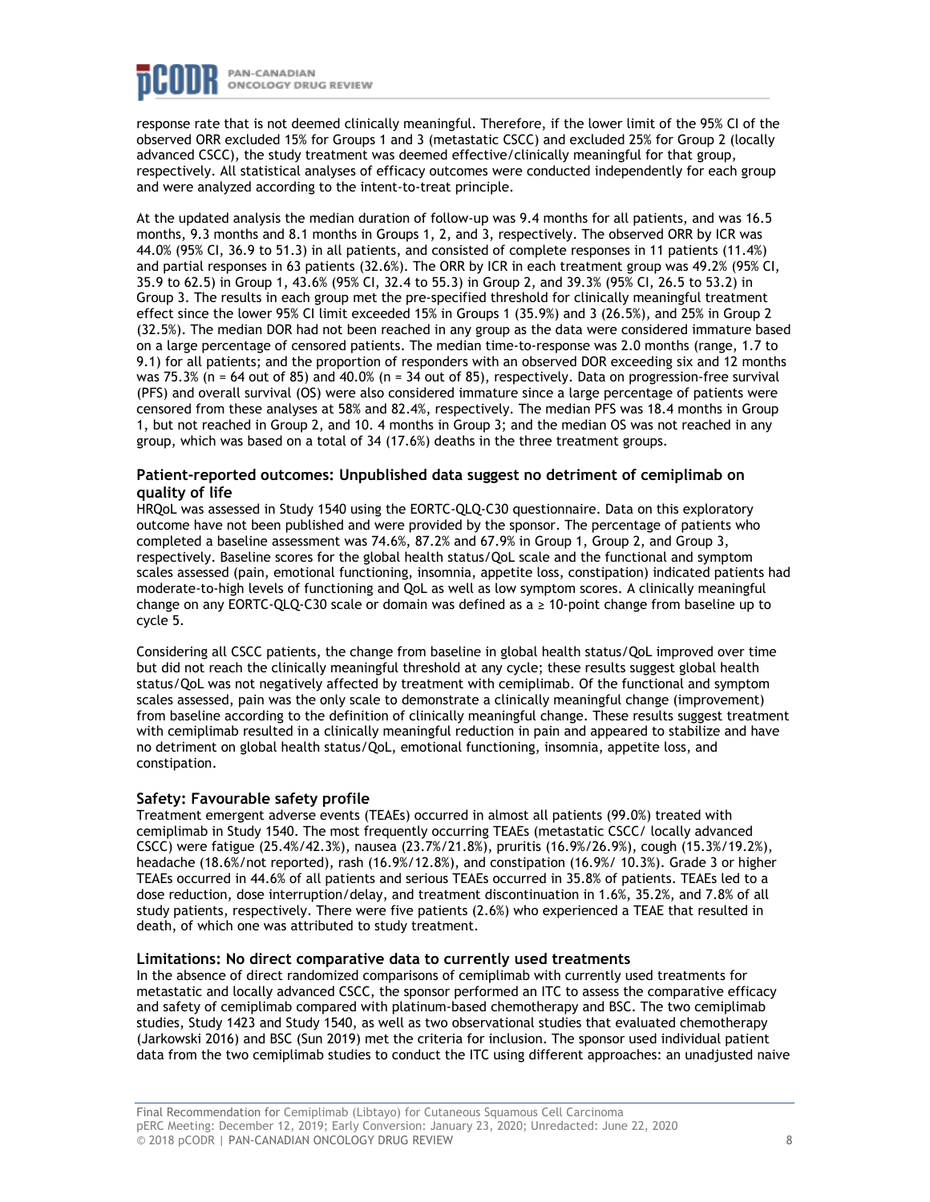response rate that is not deemed clinically meaningful. Therefore, if the lower limit of the 95% CI of the observed ORR excluded 15% for Groups 1 and 3 (metastatic CSCC) and excluded 25% for Group 2 (locally advanced CSCC), the study treatment was deemed effective/clinically meaningful for that group, respectively. All statistical analyses of efficacy outcomes were conducted independently for each group and were analyzed according to the intent-to-treat principle.

At the updated analysis the median duration of follow-up was 9.4 months for all patients, and was 16.5 months, 9.3 months and 8.1 months in Groups 1, 2, and 3, respectively. The observed ORR by ICR was 44.0% (95% CI, 36.9 to 51.3) in all patients, and consisted of complete responses in 11 patients (11.4%) and partial responses in 63 patients (32.6%). The ORR by ICR in each treatment group was 49.2% (95% CI, 35.9 to 62.5) in Group 1, 43.6% (95% CI, 32.4 to 55.3) in Group 2, and 39.3% (95% CI, 26.5 to 53.2) in Group 3. The results in each group met the pre-specified threshold for clinically meaningful treatment effect since the lower 95% CI limit exceeded 15% in Groups 1 (35.9%) and 3 (26.5%), and 25% in Group 2 (32.5%). The median DOR had not been reached in any group as the data were considered immature based on a large percentage of censored patients. The median time-to-response was 2.0 months (range, 1.7 to 9.1) for all patients; and the proportion of responders with an observed DOR exceeding six and 12 months was 75.3% (n = 64 out of 85) and 40.0% (n = 34 out of 85), respectively. Data on progression-free survival (PFS) and overall survival (OS) were also considered immature since a large percentage of patients were censored from these analyses at 58% and 82.4%, respectively. The median PFS was 18.4 months in Group 1, but not reached in Group 2, and 10. 4 months in Group 3; and the median OS was not reached in any group, which was based on a total of 34 (17.6%) deaths in the three treatment groups.

### Patient-reported outcomes: Unpublished data suggest no detriment of cemiplimab on quality of life

HRQoL was assessed in Study 1540 using the EORTC-QLQ-C30 questionnaire. Data on this exploratory outcome have not been published and were provided by the sponsor. The percentage of patients who completed a baseline assessment was 74.6%, 87.2% and 67.9% in Group 1, Group 2, and Group 3, respectively. Baseline scores for the global health status/QoL scale and the functional and symptom scales assessed (pain, emotional functioning, insomnia, appetite loss, constipation) indicated patients had moderate-to-high levels of functioning and QoL as well as low symptom scores. A clinically meaningful change on any EORTC-QLQ-C30 scale or domain was defined as a ≥ 10-point change from baseline up to cycle 5.

Considering all CSCC patients, the change from baseline in global health status/QoL improved over time but did not reach the clinically meaningful threshold at any cycle; these results suggest global health status/QoL was not negatively affected by treatment with cemiplimab. Of the functional and symptom scales assessed, pain was the only scale to demonstrate a clinically meaningful change (improvement) from baseline according to the definition of clinically meaningful change. These results suggest treatment with cemiplimab resulted in a clinically meaningful reduction in pain and appeared to stabilize and have no detriment on global health status/QoL, emotional functioning, insomnia, appetite loss, and constipation.

### Safety: Favourable safety profile

Treatment emergent adverse events (TEAEs) occurred in almost all patients (99.0%) treated with cemiplimab in Study 1540. The most frequently occurring TEAEs (metastatic CSCC/ locally advanced CSCC) were fatigue (25.4%/42.3%), nausea (23.7%/21.8%), pruritis (16.9%/26.9%), cough (15.3%/19.2%), headache (18.6%/not reported), rash (16.9%/12.8%), and constipation (16.9%/ 10.3%). Grade 3 or higher TEAEs occurred in 44.6% of all patients and serious TEAEs occurred in 35.8% of patients. TEAEs led to a dose reduction, dose interruption/delay, and treatment discontinuation in 1.6%, 35.2%, and 7.8% of all study patients, respectively. There were five patients (2.6%) who experienced a TEAE that resulted in death, of which one was attributed to study treatment.

### Limitations: No direct comparative data to currently used treatments

In the absence of direct randomized comparisons of cemiplimab with currently used treatments for metastatic and locally advanced CSCC, the sponsor performed an ITC to assess the comparative efficacy and safety of cemiplimab compared with platinum-based chemotherapy and BSC. The two cemiplimab studies, Study 1423 and Study 1540, as well as two observational studies that evaluated chemotherapy (Jarkowski 2016) and BSC (Sun 2019) met the criteria for inclusion. The sponsor used individual patient data from the two cemiplimab studies to conduct the ITC using different approaches: an unadjusted naive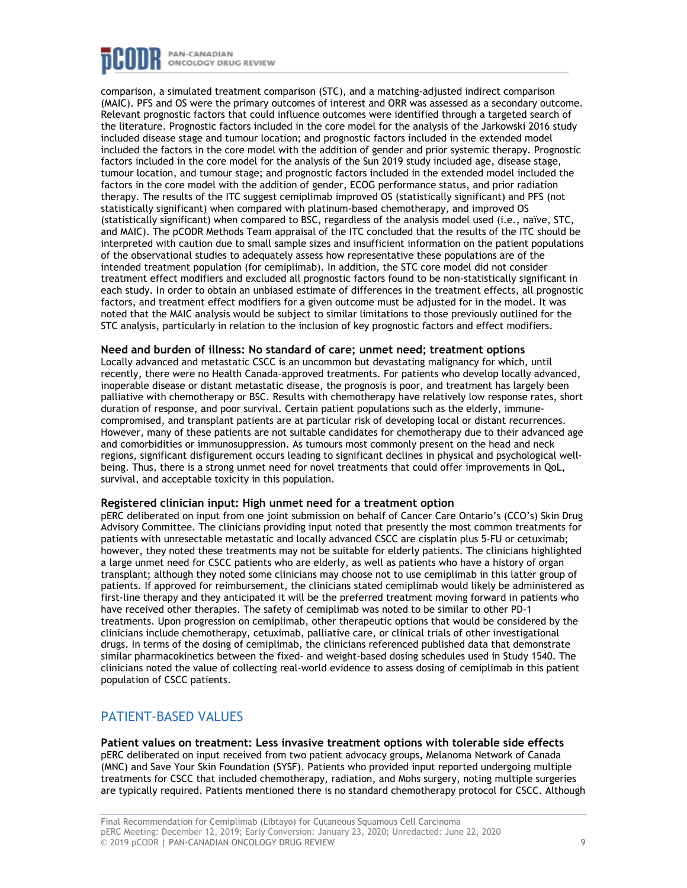comparison, a simulated treatment comparison (STC), and a matching-adjusted indirect comparison (MAIC). PFS and OS were the primary outcomes of interest and ORR was assessed as a secondary outcome. Relevant prognostic factors that could influence outcomes were identified through a targeted search of the literature. Prognostic factors included in the core model for the analysis of the Jarkowski 2016 study included disease stage and tumour location; and prognostic factors included in the extended model included the factors in the core model with the addition of gender and prior systemic therapy. Prognostic factors included in the core model for the analysis of the Sun 2019 study included age, disease stage, tumour location, and tumour stage; and prognostic factors included in the extended model included the factors in the core model with the addition of gender, ECOG performance status, and prior radiation therapy. The results of the ITC suggest cemiplimab improved OS (statistically significant) and PFS (not statistically significant) when compared with platinum-based chemotherapy, and improved OS (statistically significant) when compared to BSC, regardless of the analysis model used (i.e., naïve, STC, and MAIC). The pCODR Methods Team appraisal of the ITC concluded that the results of the ITC should be interpreted with caution due to small sample sizes and insufficient information on the patient populations of the observational studies to adequately assess how representative these populations are of the intended treatment population (for cemiplimab). In addition, the STC core model did not consider treatment effect modifiers and excluded all prognostic factors found to be non-statistically significant in each study. In order to obtain an unbiased estimate of differences in the treatment effects, all prognostic factors, and treatment effect modifiers for a given outcome must be adjusted for in the model. It was noted that the MAIC analysis would be subject to similar limitations to those previously outlined for the STC analysis, particularly in relation to the inclusion of key prognostic factors and effect modifiers.

**Need and burden of illness: No standard of care; unmet need; treatment options**

Locally advanced and metastatic CSCC is an uncommon but devastating malignancy for which, until recently, there were no Health Canada–approved treatments. For patients who develop locally advanced, inoperable disease or distant metastatic disease, the prognosis is poor, and treatment has largely been palliative with chemotherapy or BSC. Results with chemotherapy have relatively low response rates, short duration of response, and poor survival. Certain patient populations such as the elderly, immune-compromised, and transplant patients are at particular risk of developing local or distant recurrences. However, many of these patients are not suitable candidates for chemotherapy due to their advanced age and comorbidities or immunosuppression. As tumours most commonly present on the head and neck regions, significant disfigurement occurs leading to significant declines in physical and psychological well-being. Thus, there is a strong unmet need for novel treatments that could offer improvements in QoL, survival, and acceptable toxicity in this population.

**Registered clinician input: High unmet need for a treatment option**

pERC deliberated on input from one joint submission on behalf of Cancer Care Ontario's (CCO's) Skin Drug Advisory Committee. The clinicians providing input noted that presently the most common treatments for patients with unresectable metastatic and locally advanced CSCC are cisplatin plus 5-FU or cetuximab; however, they noted these treatments may not be suitable for elderly patients. The clinicians highlighted a large unmet need for CSCC patients who are elderly, as well as patients who have a history of organ transplant; although they noted some clinicians may choose not to use cemiplimab in this latter group of patients. If approved for reimbursement, the clinicians stated cemiplimab would likely be administered as first-line therapy and they anticipated it will be the preferred treatment moving forward in patients who have received other therapies. The safety of cemiplimab was noted to be similar to other PD-1 treatments. Upon progression on cemiplimab, other therapeutic options that would be considered by the clinicians include chemotherapy, cetuximab, palliative care, or clinical trials of other investigational drugs. In terms of the dosing of cemiplimab, the clinicians referenced published data that demonstrate similar pharmacokinetics between the fixed- and weight-based dosing schedules used in Study 1540. The clinicians noted the value of collecting real-world evidence to assess dosing of cemiplimab in this patient population of CSCC patients.

## PATIENT-BASED VALUES

**Patient values on treatment: Less invasive treatment options with tolerable side effects**

pERC deliberated on input received from two patient advocacy groups, Melanoma Network of Canada (MNC) and Save Your Skin Foundation (SYSF). Patients who provided input reported undergoing multiple treatments for CSCC that included chemotherapy, radiation, and Mohs surgery, noting multiple surgeries are typically required. Patients mentioned there is no standard chemotherapy protocol for CSCC. Although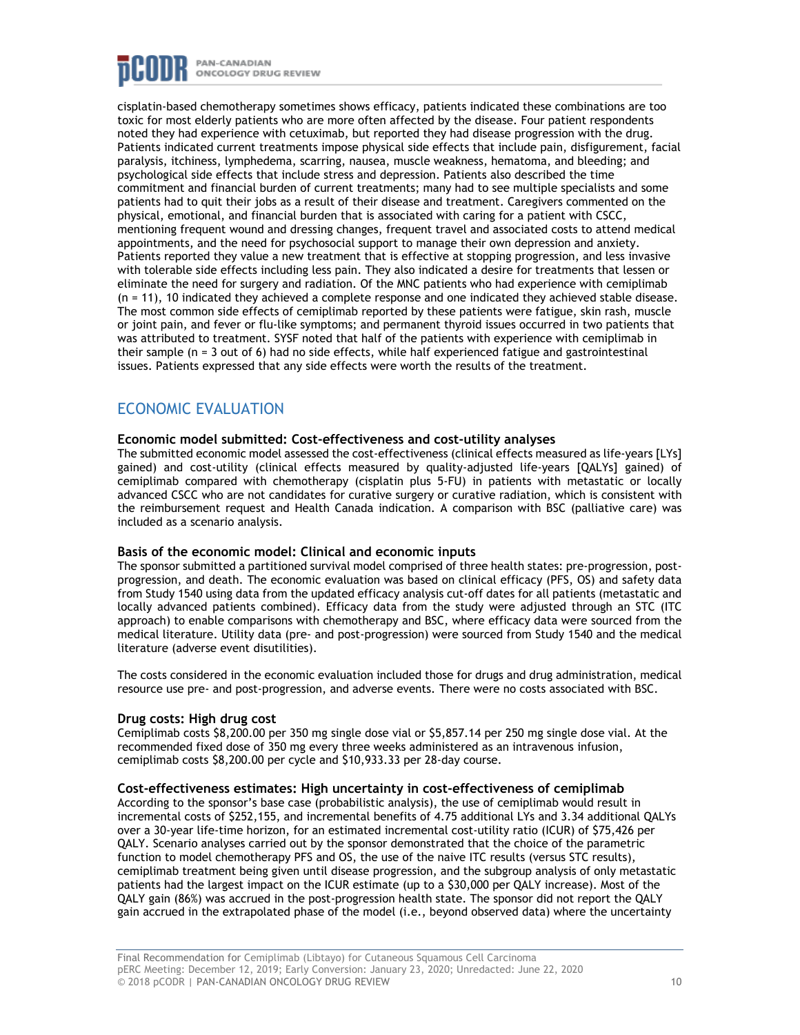cisplatin-based chemotherapy sometimes shows efficacy, patients indicated these combinations are too toxic for most elderly patients who are more often affected by the disease. Four patient respondents noted they had experience with cetuximab, but reported they had disease progression with the drug. Patients indicated current treatments impose physical side effects that include pain, disfigurement, facial paralysis, itchiness, lymphedema, scarring, nausea, muscle weakness, hematoma, and bleeding; and psychological side effects that include stress and depression. Patients also described the time commitment and financial burden of current treatments; many had to see multiple specialists and some patients had to quit their jobs as a result of their disease and treatment. Caregivers commented on the physical, emotional, and financial burden that is associated with caring for a patient with CSCC, mentioning frequent wound and dressing changes, frequent travel and associated costs to attend medical appointments, and the need for psychosocial support to manage their own depression and anxiety. Patients reported they value a new treatment that is effective at stopping progression, and less invasive with tolerable side effects including less pain. They also indicated a desire for treatments that lessen or eliminate the need for surgery and radiation. Of the MNC patients who had experience with cemiplimab (n = 11), 10 indicated they achieved a complete response and one indicated they achieved stable disease. The most common side effects of cemiplimab reported by these patients were fatigue, skin rash, muscle or joint pain, and fever or flu-like symptoms; and permanent thyroid issues occurred in two patients that was attributed to treatment. SYSF noted that half of the patients with experience with cemiplimab in their sample (n = 3 out of 6) had no side effects, while half experienced fatigue and gastrointestinal issues. Patients expressed that any side effects were worth the results of the treatment.

## ECONOMIC EVALUATION

### Economic model submitted: Cost-effectiveness and cost-utility analyses

The submitted economic model assessed the cost-effectiveness (clinical effects measured as life-years [LYs] gained) and cost-utility (clinical effects measured by quality-adjusted life-years [QALYs] gained) of cemiplimab compared with chemotherapy (cisplatin plus 5-FU) in patients with metastatic or locally advanced CSCC who are not candidates for curative surgery or curative radiation, which is consistent with the reimbursement request and Health Canada indication. A comparison with BSC (palliative care) was included as a scenario analysis.

### Basis of the economic model: Clinical and economic inputs

The sponsor submitted a partitioned survival model comprised of three health states: pre-progression, post-progression, and death. The economic evaluation was based on clinical efficacy (PFS, OS) and safety data from Study 1540 using data from the updated efficacy analysis cut-off dates for all patients (metastatic and locally advanced patients combined). Efficacy data from the study were adjusted through an STC (ITC approach) to enable comparisons with chemotherapy and BSC, where efficacy data were sourced from the medical literature. Utility data (pre- and post-progression) were sourced from Study 1540 and the medical literature (adverse event disutilities).

The costs considered in the economic evaluation included those for drugs and drug administration, medical resource use pre- and post-progression, and adverse events. There were no costs associated with BSC.

### Drug costs: High drug cost

Cemiplimab costs $8,200.00 per 350 mg single dose vial or $5,857.14 per 250 mg single dose vial. At the recommended fixed dose of 350 mg every three weeks administered as an intravenous infusion, cemiplimab costs $8,200.00 per cycle and $10,933.33 per 28-day course.

### Cost-effectiveness estimates: High uncertainty in cost-effectiveness of cemiplimab

According to the sponsor's base case (probabilistic analysis), the use of cemiplimab would result in incremental costs of $252,155, and incremental benefits of 4.75 additional LYs and 3.34 additional QALYs over a 30-year life-time horizon, for an estimated incremental cost-utility ratio (ICUR) of $75,426 per QALY. Scenario analyses carried out by the sponsor demonstrated that the choice of the parametric function to model chemotherapy PFS and OS, the use of the naive ITC results (versus STC results), cemiplimab treatment being given until disease progression, and the subgroup analysis of only metastatic patients had the largest impact on the ICUR estimate (up to a $30,000 per QALY increase). Most of the QALY gain (86%) was accrued in the post-progression health state. The sponsor did not report the QALY gain accrued in the extrapolated phase of the model (i.e., beyond observed data) where the uncertainty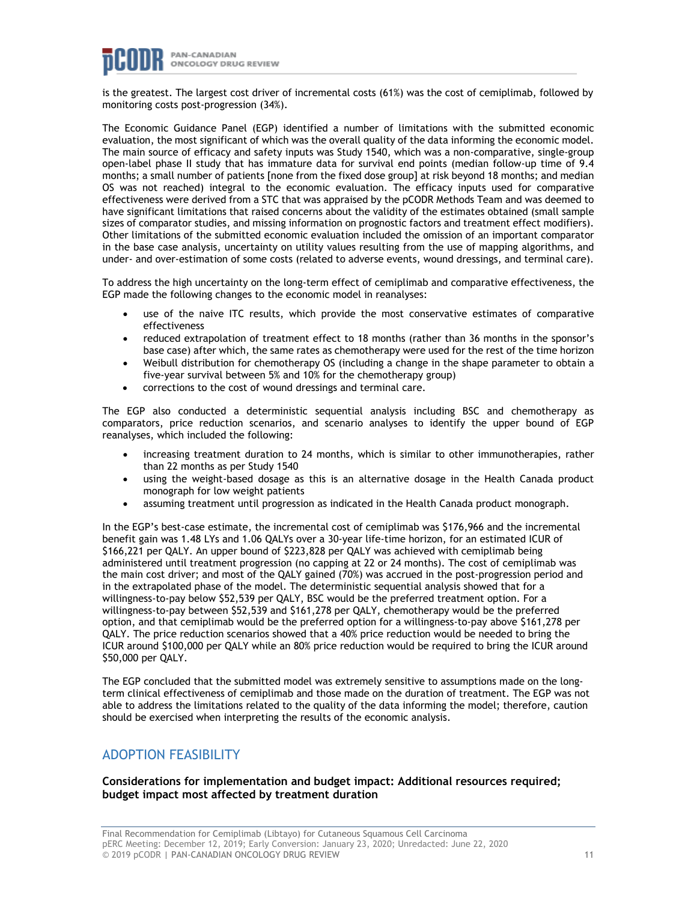is the greatest. The largest cost driver of incremental costs (61%) was the cost of cemiplimab, followed by monitoring costs post-progression (34%).

The Economic Guidance Panel (EGP) identified a number of limitations with the submitted economic evaluation, the most significant of which was the overall quality of the data informing the economic model. The main source of efficacy and safety inputs was Study 1540, which was a non-comparative, single-group open-label phase II study that has immature data for survival end points (median follow-up time of 9.4 months; a small number of patients [none from the fixed dose group] at risk beyond 18 months; and median OS was not reached) integral to the economic evaluation. The efficacy inputs used for comparative effectiveness were derived from a STC that was appraised by the pCODR Methods Team and was deemed to have significant limitations that raised concerns about the validity of the estimates obtained (small sample sizes of comparator studies, and missing information on prognostic factors and treatment effect modifiers). Other limitations of the submitted economic evaluation included the omission of an important comparator in the base case analysis, uncertainty on utility values resulting from the use of mapping algorithms, and under- and over-estimation of some costs (related to adverse events, wound dressings, and terminal care).

To address the high uncertainty on the long-term effect of cemiplimab and comparative effectiveness, the EGP made the following changes to the economic model in reanalyses:

- use of the naive ITC results, which provide the most conservative estimates of comparative effectiveness
- reduced extrapolation of treatment effect to 18 months (rather than 36 months in the sponsor's base case) after which, the same rates as chemotherapy were used for the rest of the time horizon
- Weibull distribution for chemotherapy OS (including a change in the shape parameter to obtain a five-year survival between 5% and 10% for the chemotherapy group)
- corrections to the cost of wound dressings and terminal care.

The EGP also conducted a deterministic sequential analysis including BSC and chemotherapy as comparators, price reduction scenarios, and scenario analyses to identify the upper bound of EGP reanalyses, which included the following:

- increasing treatment duration to 24 months, which is similar to other immunotherapies, rather than 22 months as per Study 1540
- using the weight-based dosage as this is an alternative dosage in the Health Canada product monograph for low weight patients
- assuming treatment until progression as indicated in the Health Canada product monograph.

In the EGP's best-case estimate, the incremental cost of cemiplimab was $176,966 and the incremental benefit gain was 1.48 LYs and 1.06 QALYs over a 30-year life-time horizon, for an estimated ICUR of $166,221 per QALY. An upper bound of $223,828 per QALY was achieved with cemiplimab being administered until treatment progression (no capping at 22 or 24 months). The cost of cemiplimab was the main cost driver; and most of the QALY gained (70%) was accrued in the post-progression period and in the extrapolated phase of the model. The deterministic sequential analysis showed that for a willingness-to-pay below $52,539 per QALY, BSC would be the preferred treatment option. For a willingness-to-pay between $52,539 and $161,278 per QALY, chemotherapy would be the preferred option, and that cemiplimab would be the preferred option for a willingness-to-pay above $161,278 per QALY. The price reduction scenarios showed that a 40% price reduction would be needed to bring the ICUR around $100,000 per QALY while an 80% price reduction would be required to bring the ICUR around $50,000 per QALY.

The EGP concluded that the submitted model was extremely sensitive to assumptions made on the long-term clinical effectiveness of cemiplimab and those made on the duration of treatment. The EGP was not able to address the limitations related to the quality of the data informing the model; therefore, caution should be exercised when interpreting the results of the economic analysis.

## ADOPTION FEASIBILITY

**Considerations for implementation and budget impact: Additional resources required; budget impact most affected by treatment duration**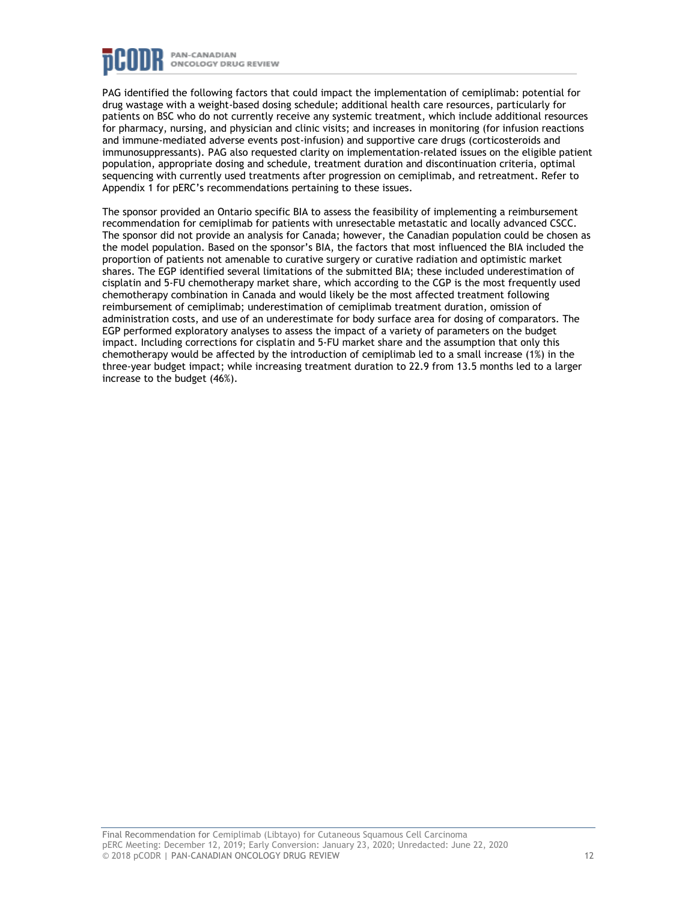PAG identified the following factors that could impact the implementation of cemiplimab: potential for drug wastage with a weight-based dosing schedule; additional health care resources, particularly for patients on BSC who do not currently receive any systemic treatment, which include additional resources for pharmacy, nursing, and physician and clinic visits; and increases in monitoring (for infusion reactions and immune-mediated adverse events post-infusion) and supportive care drugs (corticosteroids and immunosuppressants). PAG also requested clarity on implementation-related issues on the eligible patient population, appropriate dosing and schedule, treatment duration and discontinuation criteria, optimal sequencing with currently used treatments after progression on cemiplimab, and retreatment. Refer to Appendix 1 for pERC's recommendations pertaining to these issues.

The sponsor provided an Ontario specific BIA to assess the feasibility of implementing a reimbursement recommendation for cemiplimab for patients with unresectable metastatic and locally advanced CSCC. The sponsor did not provide an analysis for Canada; however, the Canadian population could be chosen as the model population. Based on the sponsor's BIA, the factors that most influenced the BIA included the proportion of patients not amenable to curative surgery or curative radiation and optimistic market shares. The EGP identified several limitations of the submitted BIA; these included underestimation of cisplatin and 5-FU chemotherapy market share, which according to the CGP is the most frequently used chemotherapy combination in Canada and would likely be the most affected treatment following reimbursement of cemiplimab; underestimation of cemiplimab treatment duration, omission of administration costs, and use of an underestimate for body surface area for dosing of comparators. The EGP performed exploratory analyses to assess the impact of a variety of parameters on the budget impact. Including corrections for cisplatin and 5-FU market share and the assumption that only this chemotherapy would be affected by the introduction of cemiplimab led to a small increase (1%) in the three-year budget impact; while increasing treatment duration to 22.9 from 13.5 months led to a larger increase to the budget (46%).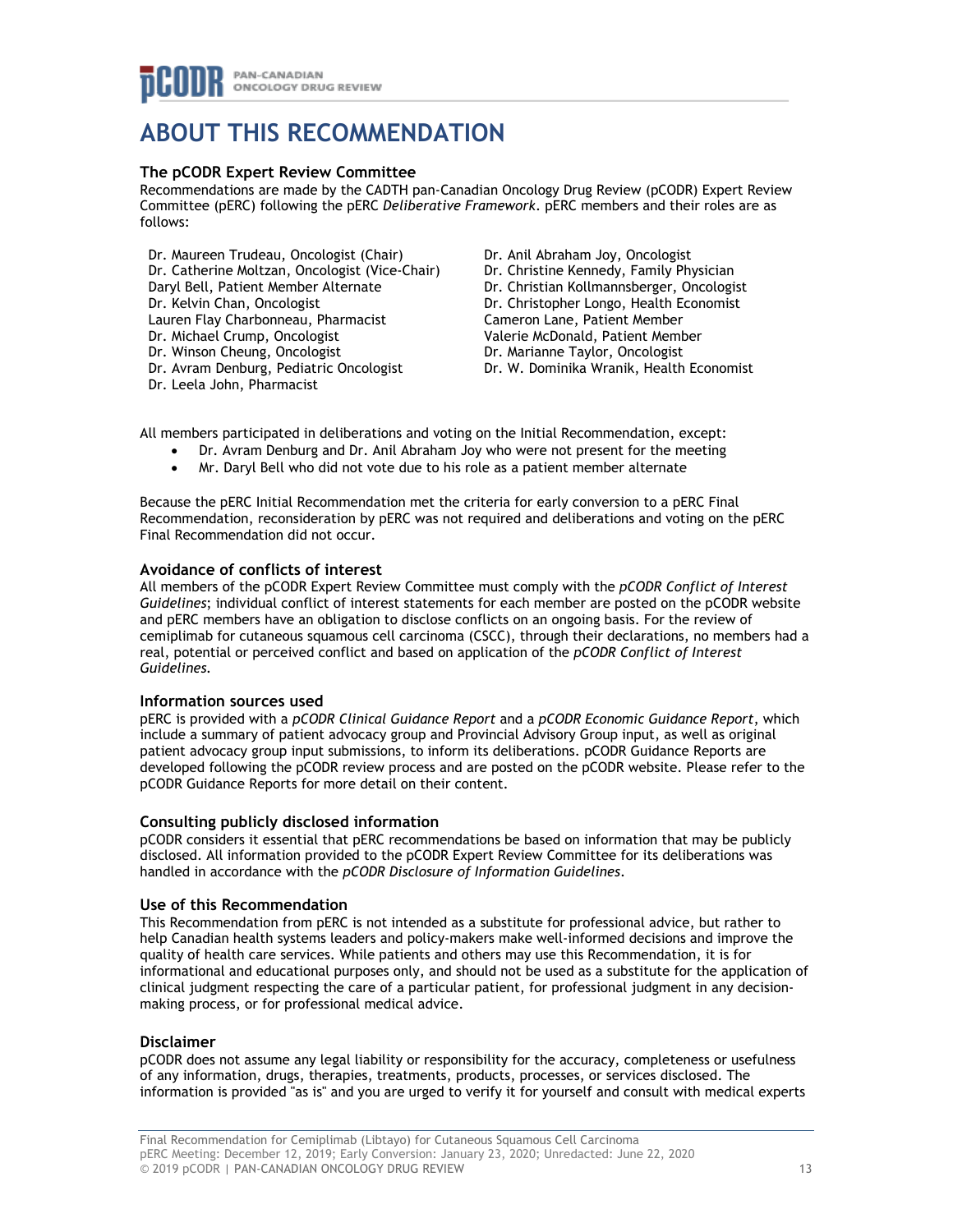# ABOUT THIS RECOMMENDATION

### The pCODR Expert Review Committee

Recommendations are made by the CADTH pan-Canadian Oncology Drug Review (pCODR) Expert Review Committee (pERC) following the pERC *Deliberative Framework*. pERC members and their roles are as follows:

Dr. Maureen Trudeau, Oncologist (Chair)
Dr. Catherine Moltzan, Oncologist (Vice-Chair)
Daryl Bell, Patient Member Alternate
Dr. Kelvin Chan, Oncologist
Lauren Flay Charbonneau, Pharmacist
Dr. Michael Crump, Oncologist
Dr. Winson Cheung, Oncologist
Dr. Avram Denburg, Pediatric Oncologist
Dr. Leela John, Pharmacist
Dr. Anil Abraham Joy, Oncologist
Dr. Christine Kennedy, Family Physician
Dr. Christian Kollmannsberger, Oncologist
Dr. Christopher Longo, Health Economist
Cameron Lane, Patient Member
Valerie McDonald, Patient Member
Dr. Marianne Taylor, Oncologist
Dr. W. Dominika Wranik, Health Economist

All members participated in deliberations and voting on the Initial Recommendation, except:

- Dr. Avram Denburg and Dr. Anil Abraham Joy who were not present for the meeting
- Mr. Daryl Bell who did not vote due to his role as a patient member alternate

Because the pERC Initial Recommendation met the criteria for early conversion to a pERC Final Recommendation, reconsideration by pERC was not required and deliberations and voting on the pERC Final Recommendation did not occur.

### Avoidance of conflicts of interest

All members of the pCODR Expert Review Committee must comply with the *pCODR Conflict of Interest Guidelines*; individual conflict of interest statements for each member are posted on the pCODR website and pERC members have an obligation to disclose conflicts on an ongoing basis. For the review of cemiplimab for cutaneous squamous cell carcinoma (CSCC), through their declarations, no members had a real, potential or perceived conflict and based on application of the *pCODR Conflict of Interest Guidelines*.

### Information sources used

pERC is provided with a *pCODR Clinical Guidance Report* and a *pCODR Economic Guidance Report*, which include a summary of patient advocacy group and Provincial Advisory Group input, as well as original patient advocacy group input submissions, to inform its deliberations. pCODR Guidance Reports are developed following the pCODR review process and are posted on the pCODR website. Please refer to the pCODR Guidance Reports for more detail on their content.

### Consulting publicly disclosed information

pCODR considers it essential that pERC recommendations be based on information that may be publicly disclosed. All information provided to the pCODR Expert Review Committee for its deliberations was handled in accordance with the *pCODR Disclosure of Information Guidelines*.

### Use of this Recommendation

This Recommendation from pERC is not intended as a substitute for professional advice, but rather to help Canadian health systems leaders and policy-makers make well-informed decisions and improve the quality of health care services. While patients and others may use this Recommendation, it is for informational and educational purposes only, and should not be used as a substitute for the application of clinical judgment respecting the care of a particular patient, for professional judgment in any decision-making process, or for professional medical advice.

### Disclaimer

pCODR does not assume any legal liability or responsibility for the accuracy, completeness or usefulness of any information, drugs, therapies, treatments, products, processes, or services disclosed. The information is provided "as is" and you are urged to verify it for yourself and consult with medical experts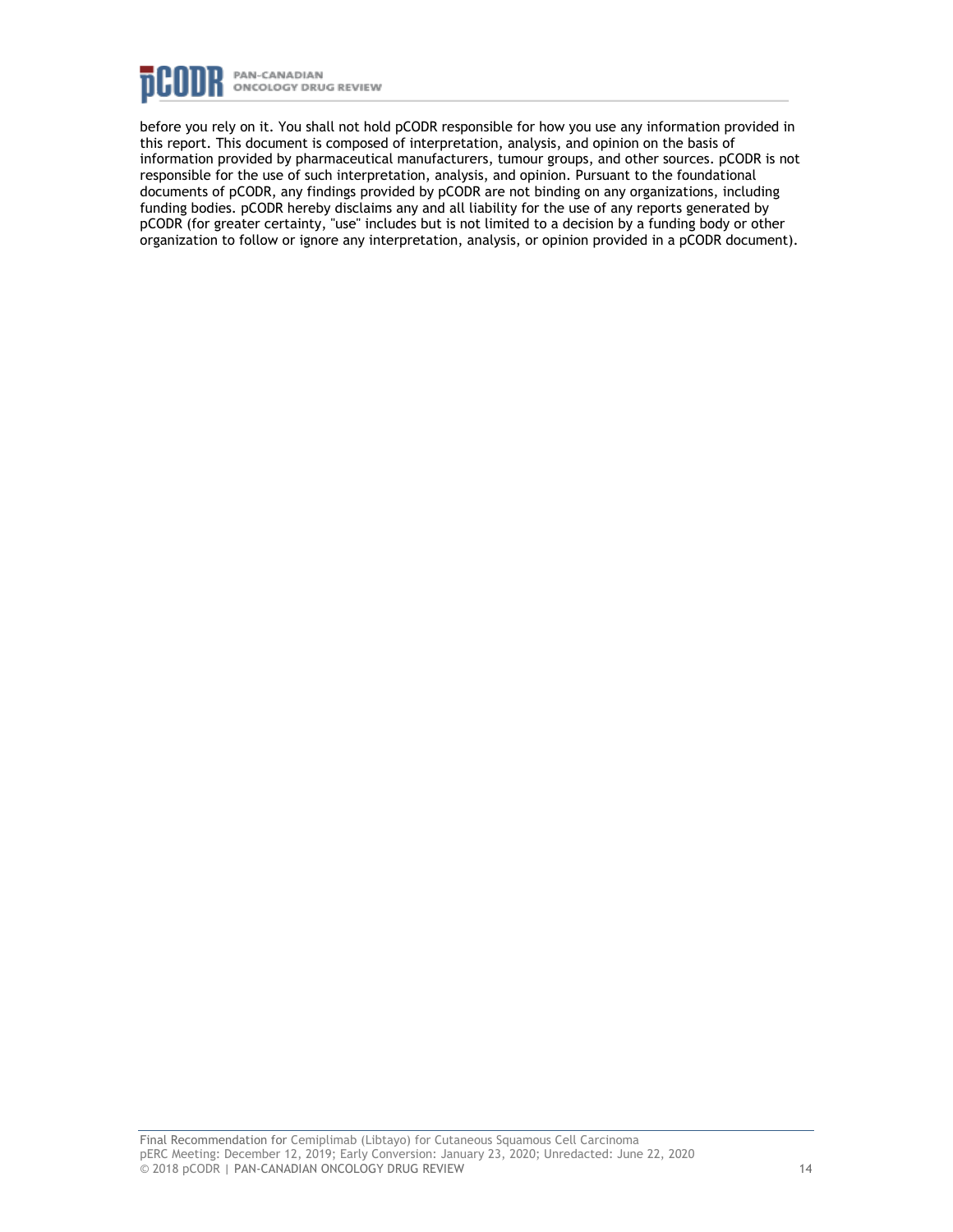before you rely on it. You shall not hold pCODR responsible for how you use any information provided in this report. This document is composed of interpretation, analysis, and opinion on the basis of information provided by pharmaceutical manufacturers, tumour groups, and other sources. pCODR is not responsible for the use of such interpretation, analysis, and opinion. Pursuant to the foundational documents of pCODR, any findings provided by pCODR are not binding on any organizations, including funding bodies. pCODR hereby disclaims any and all liability for the use of any reports generated by pCODR (for greater certainty, "use" includes but is not limited to a decision by a funding body or other organization to follow or ignore any interpretation, analysis, or opinion provided in a pCODR document).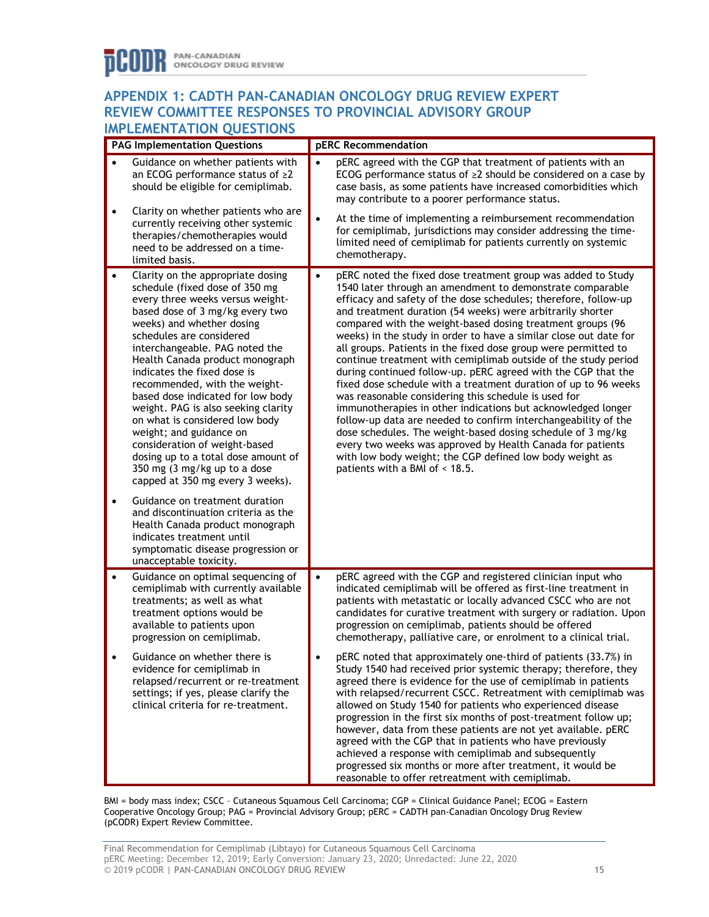## APPENDIX 1: CADTH PAN-CANADIAN ONCOLOGY DRUG REVIEW EXPERT REVIEW COMMITTEE RESPONSES TO PROVINCIAL ADVISORY GROUP IMPLEMENTATION QUESTIONS

| PAG Implementation Questions | pERC Recommendation |
|---|---|
| • Guidance on whether patients with an ECOG performance status of ≥2 should be eligible for cemiplimab.<br><br>• Clarity on whether patients who are currently receiving other systemic therapies/chemotherapies would need to be addressed on a time-limited basis. | • pERC agreed with the CGP that treatment of patients with an ECOG performance status of ≥2 should be considered on a case by case basis, as some patients have increased comorbidities which may contribute to a poorer performance status.<br><br>• At the time of implementing a reimbursement recommendation for cemiplimab, jurisdictions may consider addressing the time-limited need of cemiplimab for patients currently on systemic chemotherapy. |
| • Clarity on the appropriate dosing schedule (fixed dose of 350 mg every three weeks versus weight-based dose of 3 mg/kg every two weeks) and whether dosing schedules are considered interchangeable. PAG noted the Health Canada product monograph indicates the fixed dose is recommended, with the weight-based dose indicated for low body weight. PAG is also seeking clarity on what is considered low body weight; and guidance on consideration of weight-based dosing up to a total dose amount of 350 mg (3 mg/kg up to a dose capped at 350 mg every 3 weeks).<br><br>• Guidance on treatment duration and discontinuation criteria as the Health Canada product monograph indicates treatment until symptomatic disease progression or unacceptable toxicity. | • pERC noted the fixed dose treatment group was added to Study 1540 later through an amendment to demonstrate comparable efficacy and safety of the dose schedules; therefore, follow-up and treatment duration (54 weeks) were arbitrarily shorter compared with the weight-based dosing treatment groups (96 weeks) in the study in order to have a similar close out date for all groups. Patients in the fixed dose group were permitted to continue treatment with cemiplimab outside of the study period during continued follow-up. pERC agreed with the CGP that the fixed dose schedule with a treatment duration of up to 96 weeks was reasonable considering this schedule is used for immunotherapies in other indications but acknowledged longer follow-up data are needed to confirm interchangeability of the dose schedules. The weight-based dosing schedule of 3 mg/kg every two weeks was approved by Health Canada for patients with low body weight; the CGP defined low body weight as patients with a BMI of < 18.5. |
| • Guidance on optimal sequencing of cemiplimab with currently available treatments; as well as what treatment options would be available to patients upon progression on cemiplimab.<br><br>• Guidance on whether there is evidence for cemiplimab in relapsed/recurrent or re-treatment settings; if yes, please clarify the clinical criteria for re-treatment. | • pERC agreed with the CGP and registered clinician input who indicated cemiplimab will be offered as first-line treatment in patients with metastatic or locally advanced CSCC who are not candidates for curative treatment with surgery or radiation. Upon progression on cemiplimab, patients should be offered chemotherapy, palliative care, or enrolment to a clinical trial.<br><br>• pERC noted that approximately one-third of patients (33.7%) in Study 1540 had received prior systemic therapy; therefore, they agreed there is evidence for the use of cemiplimab in patients with relapsed/recurrent CSCC. Retreatment with cemiplimab was allowed on Study 1540 for patients who experienced disease progression in the first six months of post-treatment follow up; however, data from these patients are not yet available. pERC agreed with the CGP that in patients who have previously achieved a response with cemiplimab and subsequently progressed six months or more after treatment, it would be reasonable to offer retreatment with cemiplimab. |

BMI = body mass index; CSCC – Cutaneous Squamous Cell Carcinoma; CGP = Clinical Guidance Panel; ECOG = Eastern Cooperative Oncology Group; PAG = Provincial Advisory Group; pERC = CADTH pan-Canadian Oncology Drug Review (pCODR) Expert Review Committee.